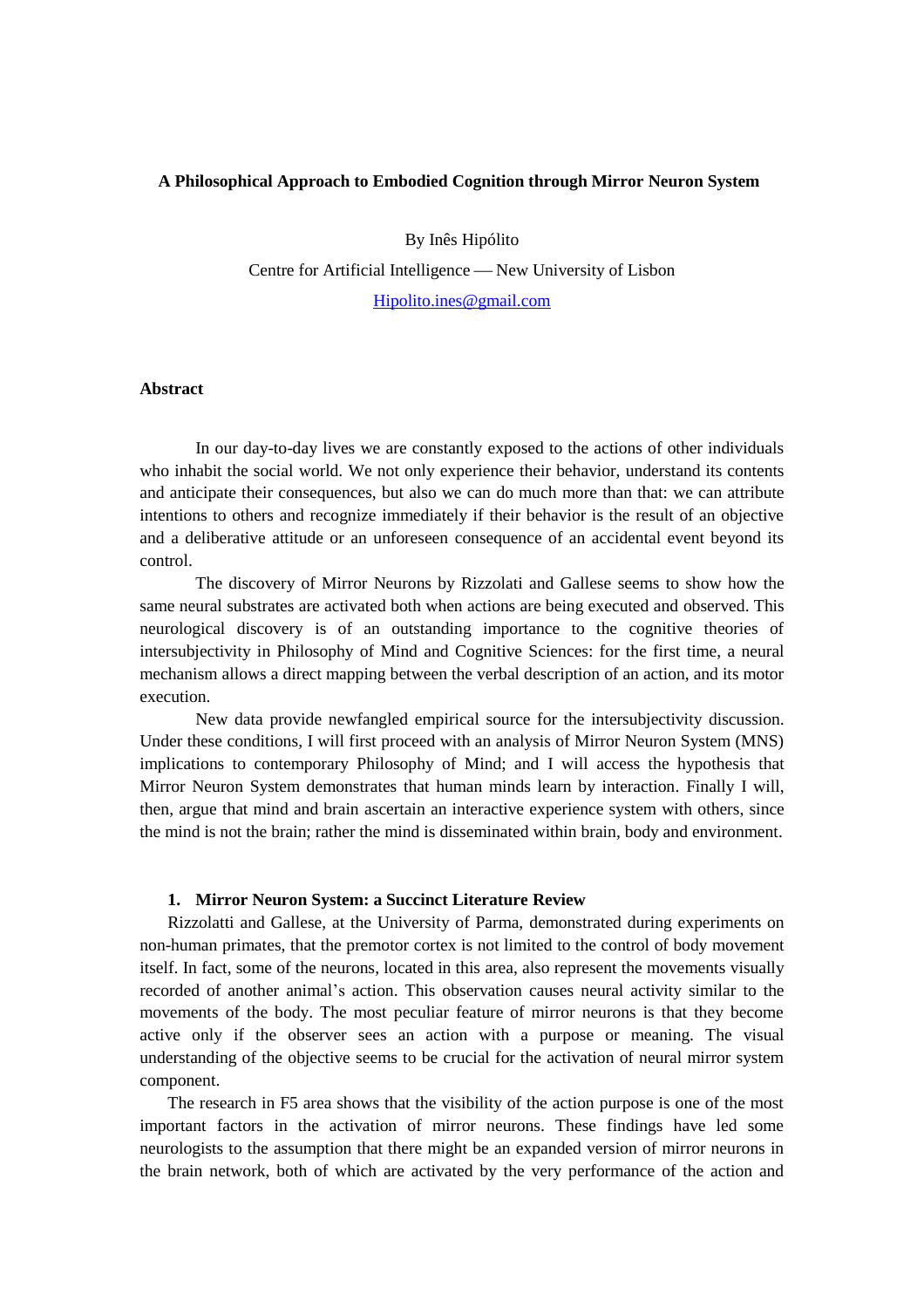# A Philosophical Approach to Embodied Cognition through Mirror Neuron System

By Inês Hipólito

Centre for Artificial Intelligence — New University of Lisbon

Hipolito.ines@gmail.com

## Abstract

In our day-to-day lives we are constantly exposed to the actions of other individuals who inhabit the social world. We not only experience their behavior, understand its contents and anticipate their consequences, but also we can do much more than that: we can attribute intentions to others and recognize immediately if their behavior is the result of an objective and a deliberative attitude or an unforeseen consequence of an accidental event beyond its control.

The discovery of Mirror Neurons by Rizzolati and Gallese seems to show how the same neural substrates are activated both when actions are being executed and observed. This neurological discovery is of an outstanding importance to the cognitive theories of intersubjectivity in Philosophy of Mind and Cognitive Sciences: for the first time, a neural mechanism allows a direct mapping between the verbal description of an action, and its motor execution.

New data provide newfangled empirical source for the intersubjectivity discussion. Under these conditions, I will first proceed with an analysis of Mirror Neuron System (MNS) implications to contemporary Philosophy of Mind; and I will access the hypothesis that Mirror Neuron System demonstrates that human minds learn by interaction. Finally I will, then, argue that mind and brain ascertain an interactive experience system with others, since the mind is not the brain; rather the mind is disseminated within brain, body and environment.

## 1. Mirror Neuron System: a Succinct Literature Review

Rizzolatti and Gallese, at the University of Parma, demonstrated during experiments on non-human primates, that the premotor cortex is not limited to the control of body movement itself. In fact, some of the neurons, located in this area, also represent the movements visually recorded of another animal's action. This observation causes neural activity similar to the movements of the body. The most peculiar feature of mirror neurons is that they become active only if the observer sees an action with a purpose or meaning. The visual understanding of the objective seems to be crucial for the activation of neural mirror system component.

The research in F5 area shows that the visibility of the action purpose is one of the most important factors in the activation of mirror neurons. These findings have led some neurologists to the assumption that there might be an expanded version of mirror neurons in the brain network, both of which are activated by the very performance of the action and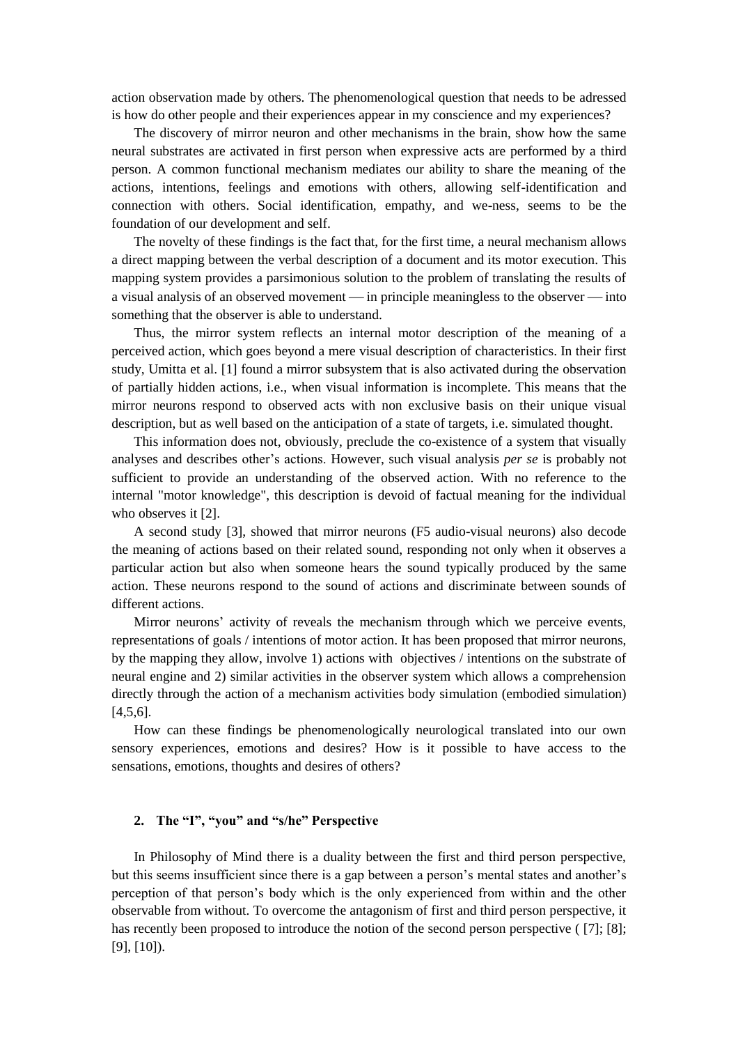action observation made by others. The phenomenological question that needs to be adressed is how do other people and their experiences appear in my conscience and my experiences?

The discovery of mirror neuron and other mechanisms in the brain, show how the same neural substrates are activated in first person when expressive acts are performed by a third person. A common functional mechanism mediates our ability to share the meaning of the actions, intentions, feelings and emotions with others, allowing self-identification and connection with others. Social identification, empathy, and we-ness, seems to be the foundation of our development and self.

The novelty of these findings is the fact that, for the first time, a neural mechanism allows a direct mapping between the verbal description of a document and its motor execution. This mapping system provides a parsimonious solution to the problem of translating the results of a visual analysis of an observed movement — in principle meaningless to the observer — into something that the observer is able to understand.

Thus, the mirror system reflects an internal motor description of the meaning of a perceived action, which goes beyond a mere visual description of characteristics. In their first study, Umitta et al. [1] found a mirror subsystem that is also activated during the observation of partially hidden actions, i.e., when visual information is incomplete. This means that the mirror neurons respond to observed acts with non exclusive basis on their unique visual description, but as well based on the anticipation of a state of targets, i.e. simulated thought.

This information does not, obviously, preclude the co-existence of a system that visually analyses and describes other's actions. However, such visual analysis *per se* is probably not sufficient to provide an understanding of the observed action. With no reference to the internal "motor knowledge", this description is devoid of factual meaning for the individual who observes it [2].

A second study [3], showed that mirror neurons (F5 audio-visual neurons) also decode the meaning of actions based on their related sound, responding not only when it observes a particular action but also when someone hears the sound typically produced by the same action. These neurons respond to the sound of actions and discriminate between sounds of different actions.

Mirror neurons' activity of reveals the mechanism through which we perceive events, representations of goals / intentions of motor action. It has been proposed that mirror neurons, by the mapping they allow, involve 1) actions with objectives / intentions on the substrate of neural engine and 2) similar activities in the observer system which allows a comprehension directly through the action of a mechanism activities body simulation (embodied simulation) [4,5,6].

How can these findings be phenomenologically neurological translated into our own sensory experiences, emotions and desires? How is it possible to have access to the sensations, emotions, thoughts and desires of others?

## 2. The "I", "you" and "s/he" Perspective

In Philosophy of Mind there is a duality between the first and third person perspective, but this seems insufficient since there is a gap between a person's mental states and another's perception of that person's body which is the only experienced from within and the other observable from without. To overcome the antagonism of first and third person perspective, it has recently been proposed to introduce the notion of the second person perspective ( [7]; [8]; [9], [10]).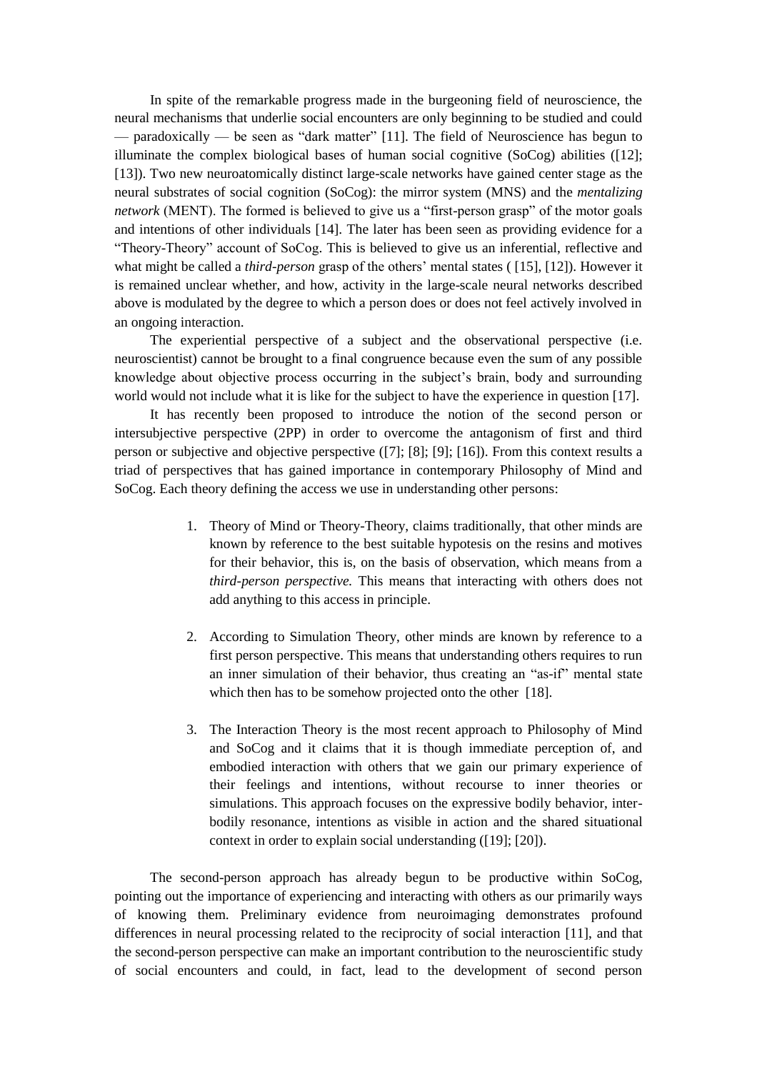In spite of the remarkable progress made in the burgeoning field of neuroscience, the neural mechanisms that underlie social encounters are only beginning to be studied and could — paradoxically — be seen as "dark matter" [11]. The field of Neuroscience has begun to illuminate the complex biological bases of human social cognitive (SoCog) abilities ([12]; [13]). Two new neuroatomically distinct large-scale networks have gained center stage as the neural substrates of social cognition (SoCog): the mirror system (MNS) and the *mentalizing network* (MENT). The formed is believed to give us a "first-person grasp" of the motor goals and intentions of other individuals [14]. The later has been seen as providing evidence for a "Theory-Theory" account of SoCog. This is believed to give us an inferential, reflective and what might be called a *third-person* grasp of the others' mental states ( [15], [12]). However it is remained unclear whether, and how, activity in the large-scale neural networks described above is modulated by the degree to which a person does or does not feel actively involved in an ongoing interaction.

The experiential perspective of a subject and the observational perspective (i.e. neuroscientist) cannot be brought to a final congruence because even the sum of any possible knowledge about objective process occurring in the subject's brain, body and surrounding world would not include what it is like for the subject to have the experience in question [17].

It has recently been proposed to introduce the notion of the second person or intersubjective perspective (2PP) in order to overcome the antagonism of first and third person or subjective and objective perspective ([7]; [8]; [9]; [16]). From this context results a triad of perspectives that has gained importance in contemporary Philosophy of Mind and SoCog. Each theory defining the access we use in understanding other persons:

1. Theory of Mind or Theory-Theory, claims traditionally, that other minds are known by reference to the best suitable hypotesis on the resins and motives for their behavior, this is, on the basis of observation, which means from a *third-person perspective.* This means that interacting with others does not add anything to this access in principle.

2. According to Simulation Theory, other minds are known by reference to a first person perspective. This means that understanding others requires to run an inner simulation of their behavior, thus creating an "as-if" mental state which then has to be somehow projected onto the other [18].

3. The Interaction Theory is the most recent approach to Philosophy of Mind and SoCog and it claims that it is though immediate perception of, and embodied interaction with others that we gain our primary experience of their feelings and intentions, without recourse to inner theories or simulations. This approach focuses on the expressive bodily behavior, inter-bodily resonance, intentions as visible in action and the shared situational context in order to explain social understanding ([19]; [20]).

The second-person approach has already begun to be productive within SoCog, pointing out the importance of experiencing and interacting with others as our primarily ways of knowing them. Preliminary evidence from neuroimaging demonstrates profound differences in neural processing related to the reciprocity of social interaction [11], and that the second-person perspective can make an important contribution to the neuroscientific study of social encounters and could, in fact, lead to the development of second person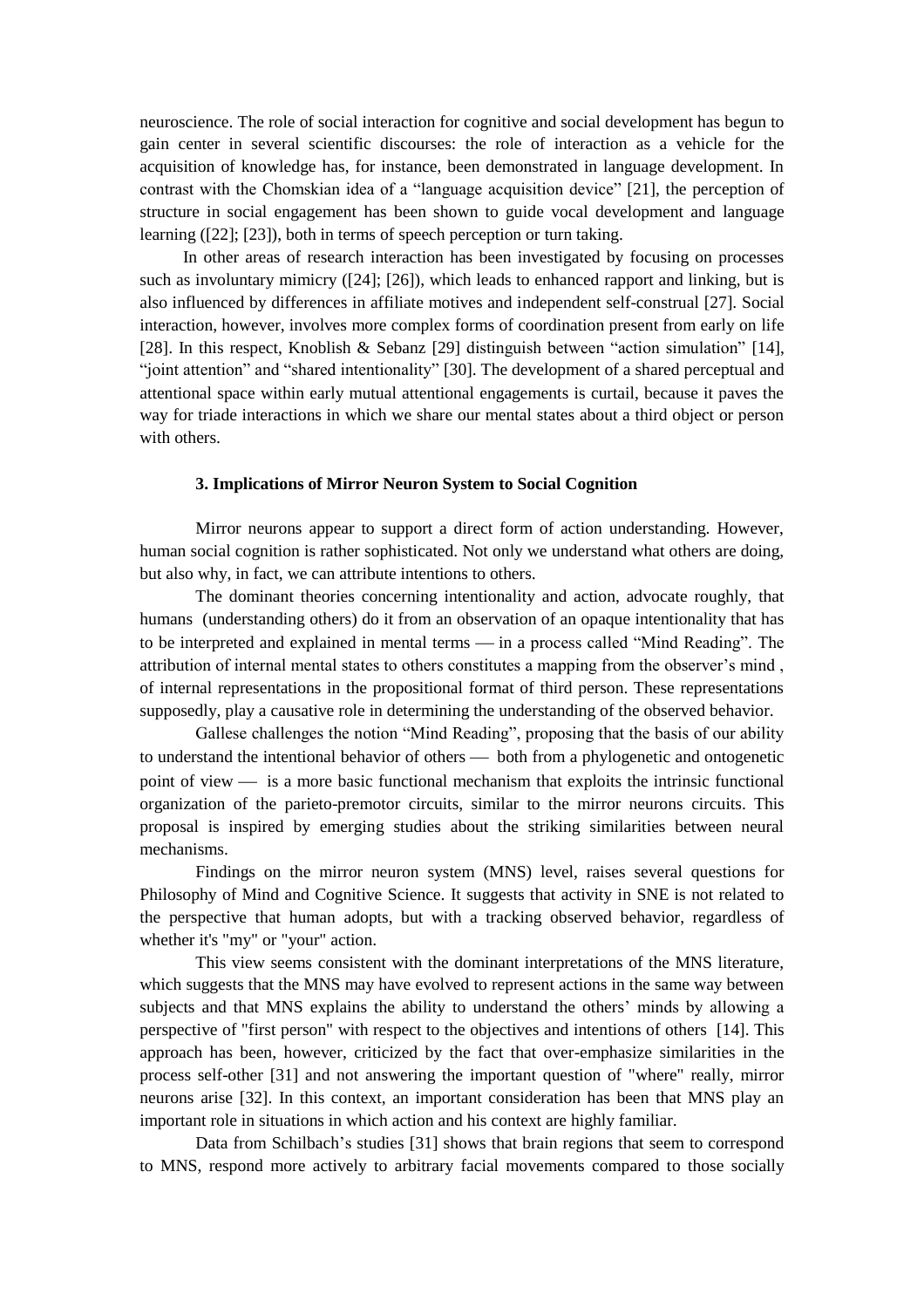neuroscience. The role of social interaction for cognitive and social development has begun to gain center in several scientific discourses: the role of interaction as a vehicle for the acquisition of knowledge has, for instance, been demonstrated in language development. In contrast with the Chomskian idea of a "language acquisition device" [21], the perception of structure in social engagement has been shown to guide vocal development and language learning ([22]; [23]), both in terms of speech perception or turn taking.

In other areas of research interaction has been investigated by focusing on processes such as involuntary mimicry ([24]; [26]), which leads to enhanced rapport and linking, but is also influenced by differences in affiliate motives and independent self-construal [27]. Social interaction, however, involves more complex forms of coordination present from early on life [28]. In this respect, Knoblish & Sebanz [29] distinguish between "action simulation" [14], "joint attention" and "shared intentionality" [30]. The development of a shared perceptual and attentional space within early mutual attentional engagements is curtail, because it paves the way for triade interactions in which we share our mental states about a third object or person with others.

### 3. Implications of Mirror Neuron System to Social Cognition

Mirror neurons appear to support a direct form of action understanding. However, human social cognition is rather sophisticated. Not only we understand what others are doing, but also why, in fact, we can attribute intentions to others.

The dominant theories concerning intentionality and action, advocate roughly, that humans (understanding others) do it from an observation of an opaque intentionality that has to be interpreted and explained in mental terms — in a process called "Mind Reading". The attribution of internal mental states to others constitutes a mapping from the observer's mind , of internal representations in the propositional format of third person. These representations supposedly, play a causative role in determining the understanding of the observed behavior.

Gallese challenges the notion "Mind Reading", proposing that the basis of our ability to understand the intentional behavior of others — both from a phylogenetic and ontogenetic point of view — is a more basic functional mechanism that exploits the intrinsic functional organization of the parieto-premotor circuits, similar to the mirror neurons circuits. This proposal is inspired by emerging studies about the striking similarities between neural mechanisms.

Findings on the mirror neuron system (MNS) level, raises several questions for Philosophy of Mind and Cognitive Science. It suggests that activity in SNE is not related to the perspective that human adopts, but with a tracking observed behavior, regardless of whether it's "my" or "your" action.

This view seems consistent with the dominant interpretations of the MNS literature, which suggests that the MNS may have evolved to represent actions in the same way between subjects and that MNS explains the ability to understand the others' minds by allowing a perspective of "first person" with respect to the objectives and intentions of others [14]. This approach has been, however, criticized by the fact that over-emphasize similarities in the process self-other [31] and not answering the important question of "where" really, mirror neurons arise [32]. In this context, an important consideration has been that MNS play an important role in situations in which action and his context are highly familiar.

Data from Schilbach's studies [31] shows that brain regions that seem to correspond to MNS, respond more actively to arbitrary facial movements compared to those socially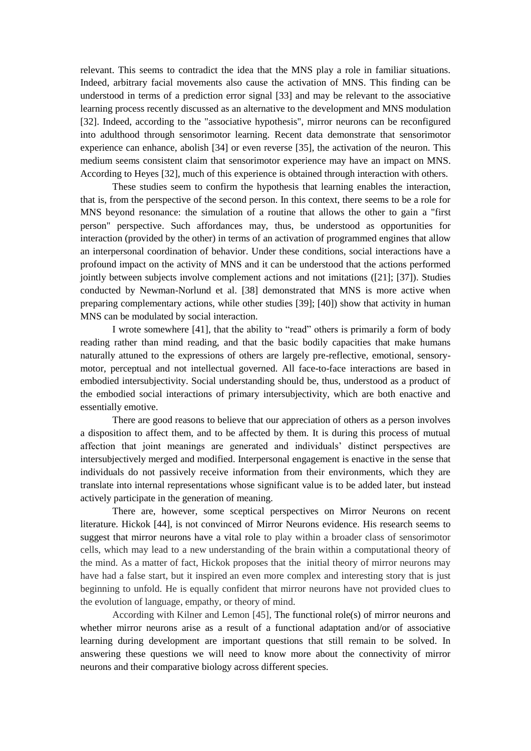relevant. This seems to contradict the idea that the MNS play a role in familiar situations. Indeed, arbitrary facial movements also cause the activation of MNS. This finding can be understood in terms of a prediction error signal [33] and may be relevant to the associative learning process recently discussed as an alternative to the development and MNS modulation [32]. Indeed, according to the "associative hypothesis", mirror neurons can be reconfigured into adulthood through sensorimotor learning. Recent data demonstrate that sensorimotor experience can enhance, abolish [34] or even reverse [35], the activation of the neuron. This medium seems consistent claim that sensorimotor experience may have an impact on MNS. According to Heyes [32], much of this experience is obtained through interaction with others.

These studies seem to confirm the hypothesis that learning enables the interaction, that is, from the perspective of the second person. In this context, there seems to be a role for MNS beyond resonance: the simulation of a routine that allows the other to gain a "first person" perspective. Such affordances may, thus, be understood as opportunities for interaction (provided by the other) in terms of an activation of programmed engines that allow an interpersonal coordination of behavior. Under these conditions, social interactions have a profound impact on the activity of MNS and it can be understood that the actions performed jointly between subjects involve complement actions and not imitations ([21]; [37]). Studies conducted by Newman-Norlund et al. [38] demonstrated that MNS is more active when preparing complementary actions, while other studies [39]; [40]) show that activity in human MNS can be modulated by social interaction.

I wrote somewhere [41], that the ability to "read" others is primarily a form of body reading rather than mind reading, and that the basic bodily capacities that make humans naturally attuned to the expressions of others are largely pre-reflective, emotional, sensory-motor, perceptual and not intellectual governed. All face-to-face interactions are based in embodied intersubjectivity. Social understanding should be, thus, understood as a product of the embodied social interactions of primary intersubjectivity, which are both enactive and essentially emotive.

There are good reasons to believe that our appreciation of others as a person involves a disposition to affect them, and to be affected by them. It is during this process of mutual affection that joint meanings are generated and individuals' distinct perspectives are intersubjectively merged and modified. Interpersonal engagement is enactive in the sense that individuals do not passively receive information from their environments, which they are translate into internal representations whose significant value is to be added later, but instead actively participate in the generation of meaning.

There are, however, some sceptical perspectives on Mirror Neurons on recent literature. Hickok [44], is not convinced of Mirror Neurons evidence. His research seems to suggest that mirror neurons have a vital role to play within a broader class of sensorimotor cells, which may lead to a new understanding of the brain within a computational theory of the mind. As a matter of fact, Hickok proposes that the initial theory of mirror neurons may have had a false start, but it inspired an even more complex and interesting story that is just beginning to unfold. He is equally confident that mirror neurons have not provided clues to the evolution of language, empathy, or theory of mind.

According with Kilner and Lemon [45], The functional role(s) of mirror neurons and whether mirror neurons arise as a result of a functional adaptation and/or of associative learning during development are important questions that still remain to be solved. In answering these questions we will need to know more about the connectivity of mirror neurons and their comparative biology across different species.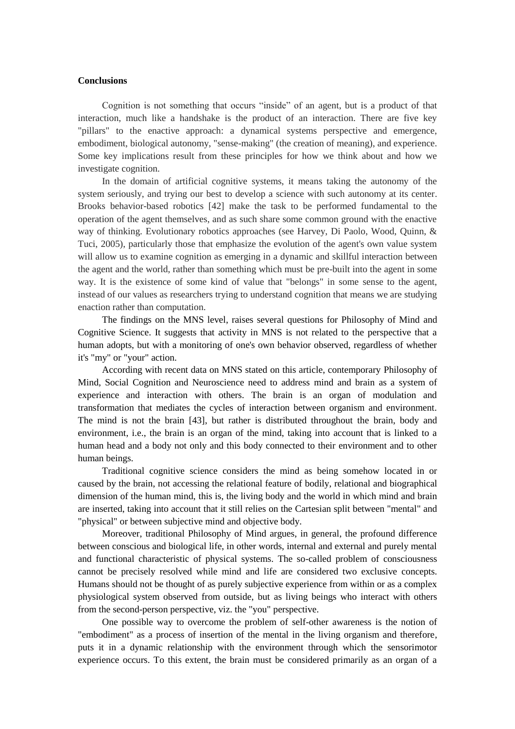**Conclusions**

Cognition is not something that occurs “inside” of an agent, but is a product of that interaction, much like a handshake is the product of an interaction. There are five key "pillars" to the enactive approach: a dynamical systems perspective and emergence, embodiment, biological autonomy, "sense-making" (the creation of meaning), and experience. Some key implications result from these principles for how we think about and how we investigate cognition.

In the domain of artificial cognitive systems, it means taking the autonomy of the system seriously, and trying our best to develop a science with such autonomy at its center. Brooks behavior-based robotics [42] make the task to be performed fundamental to the operation of the agent themselves, and as such share some common ground with the enactive way of thinking. Evolutionary robotics approaches (see Harvey, Di Paolo, Wood, Quinn, & Tuci, 2005), particularly those that emphasize the evolution of the agent's own value system will allow us to examine cognition as emerging in a dynamic and skillful interaction between the agent and the world, rather than something which must be pre-built into the agent in some way. It is the existence of some kind of value that "belongs" in some sense to the agent, instead of our values as researchers trying to understand cognition that means we are studying enaction rather than computation.

The findings on the MNS level, raises several questions for Philosophy of Mind and Cognitive Science. It suggests that activity in MNS is not related to the perspective that a human adopts, but with a monitoring of one's own behavior observed, regardless of whether it's "my" or "your" action.

According with recent data on MNS stated on this article, contemporary Philosophy of Mind, Social Cognition and Neuroscience need to address mind and brain as a system of experience and interaction with others. The brain is an organ of modulation and transformation that mediates the cycles of interaction between organism and environment. The mind is not the brain [43], but rather is distributed throughout the brain, body and environment, i.e., the brain is an organ of the mind, taking into account that is linked to a human head and a body not only and this body connected to their environment and to other human beings.

Traditional cognitive science considers the mind as being somehow located in or caused by the brain, not accessing the relational feature of bodily, relational and biographical dimension of the human mind, this is, the living body and the world in which mind and brain are inserted, taking into account that it still relies on the Cartesian split between "mental" and "physical" or between subjective mind and objective body.

Moreover, traditional Philosophy of Mind argues, in general, the profound difference between conscious and biological life, in other words, internal and external and purely mental and functional characteristic of physical systems. The so-called problem of consciousness cannot be precisely resolved while mind and life are considered two exclusive concepts. Humans should not be thought of as purely subjective experience from within or as a complex physiological system observed from outside, but as living beings who interact with others from the second-person perspective, viz. the "you" perspective.

One possible way to overcome the problem of self-other awareness is the notion of "embodiment" as a process of insertion of the mental in the living organism and therefore, puts it in a dynamic relationship with the environment through which the sensorimotor experience occurs. To this extent, the brain must be considered primarily as an organ of a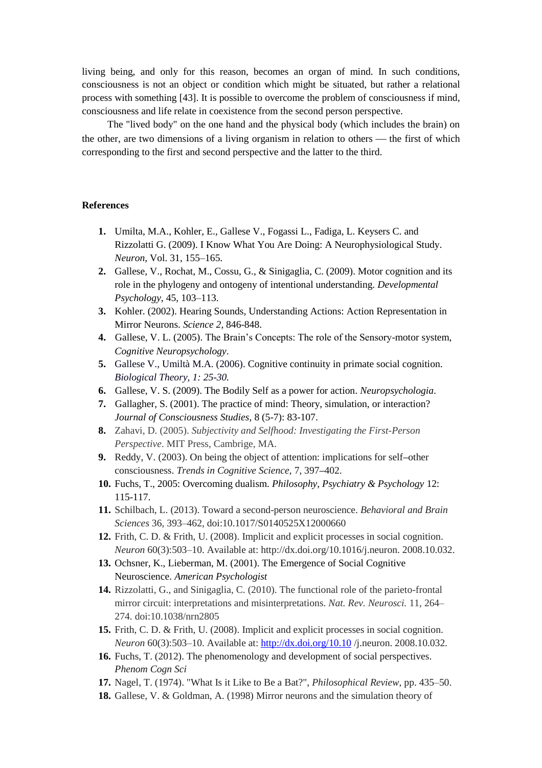living being, and only for this reason, becomes an organ of mind. In such conditions, consciousness is not an object or condition which might be situated, but rather a relational process with something [43]. It is possible to overcome the problem of consciousness if mind, consciousness and life relate in coexistence from the second person perspective.

The "lived body" on the one hand and the physical body (which includes the brain) on the other, are two dimensions of a living organism in relation to others — the first of which corresponding to the first and second perspective and the latter to the third.

**References**

1. Umilta, M.A., Kohler, E., Gallese V., Fogassi L., Fadiga, L. Keysers C. and Rizzolatti G. (2009). I Know What You Are Doing: A Neurophysiological Study. *Neuron*, Vol. 31, 155–165.
2. Gallese, V., Rochat, M., Cossu, G., & Sinigaglia, C. (2009). Motor cognition and its role in the phylogeny and ontogeny of intentional understanding. *Developmental Psychology*, 45, 103–113.
3. Kohler. (2002). Hearing Sounds, Understanding Actions: Action Representation in Mirror Neurons. *Science 2*, 846-848.
4. Gallese, V. L. (2005). The Brain's Concepts: The role of the Sensory-motor system, *Cognitive Neuropsychology*.
5. Gallese V., Umiltà M.A. (2006). Cognitive continuity in primate social cognition. *Biological Theory, 1: 25-30.*
6. Gallese, V. S. (2009). The Bodily Self as a power for action. *Neuropsychologia*.
7. Gallagher, S. (2001). The practice of mind: Theory, simulation, or interaction? *Journal of Consciousness Studies*, 8 (5-7): 83-107.
8. Zahavi, D. (2005). *Subjectivity and Selfhood: Investigating the First-Person Perspective*. MIT Press, Cambrige, MA.
9. Reddy, V. (2003). On being the object of attention: implications for self–other consciousness. *Trends in Cognitive Science*, 7, 397–402.
10. Fuchs, T., 2005: Overcoming dualism. *Philosophy, Psychiatry & Psychology* 12: 115-117.
11. Schilbach, L. (2013). Toward a second-person neuroscience. *Behavioral and Brain Sciences* 36, 393–462, doi:10.1017/S0140525X12000660
12. Frith, C. D. & Frith, U. (2008). Implicit and explicit processes in social cognition. *Neuron* 60(3):503–10. Available at: http://dx.doi.org/10.1016/j.neuron. 2008.10.032.
13. Ochsner, K., Lieberman, M. (2001). The Emergence of Social Cognitive Neuroscience. *American Psychologist*
14. Rizzolatti, G., and Sinigaglia, C. (2010). The functional role of the parieto-frontal mirror circuit: interpretations and misinterpretations. *Nat. Rev. Neurosci.* 11, 264–274. doi:10.1038/nrn2805
15. Frith, C. D. & Frith, U. (2008). Implicit and explicit processes in social cognition. *Neuron* 60(3):503–10. Available at: http://dx.doi.org/10.10 /j.neuron. 2008.10.032.
16. Fuchs, T. (2012). The phenomenology and development of social perspectives. *Phenom Cogn Sci*
17. Nagel, T. (1974). "What Is it Like to Be a Bat?", *Philosophical Review*, pp. 435–50.
18. Gallese, V. & Goldman, A. (1998) Mirror neurons and the simulation theory of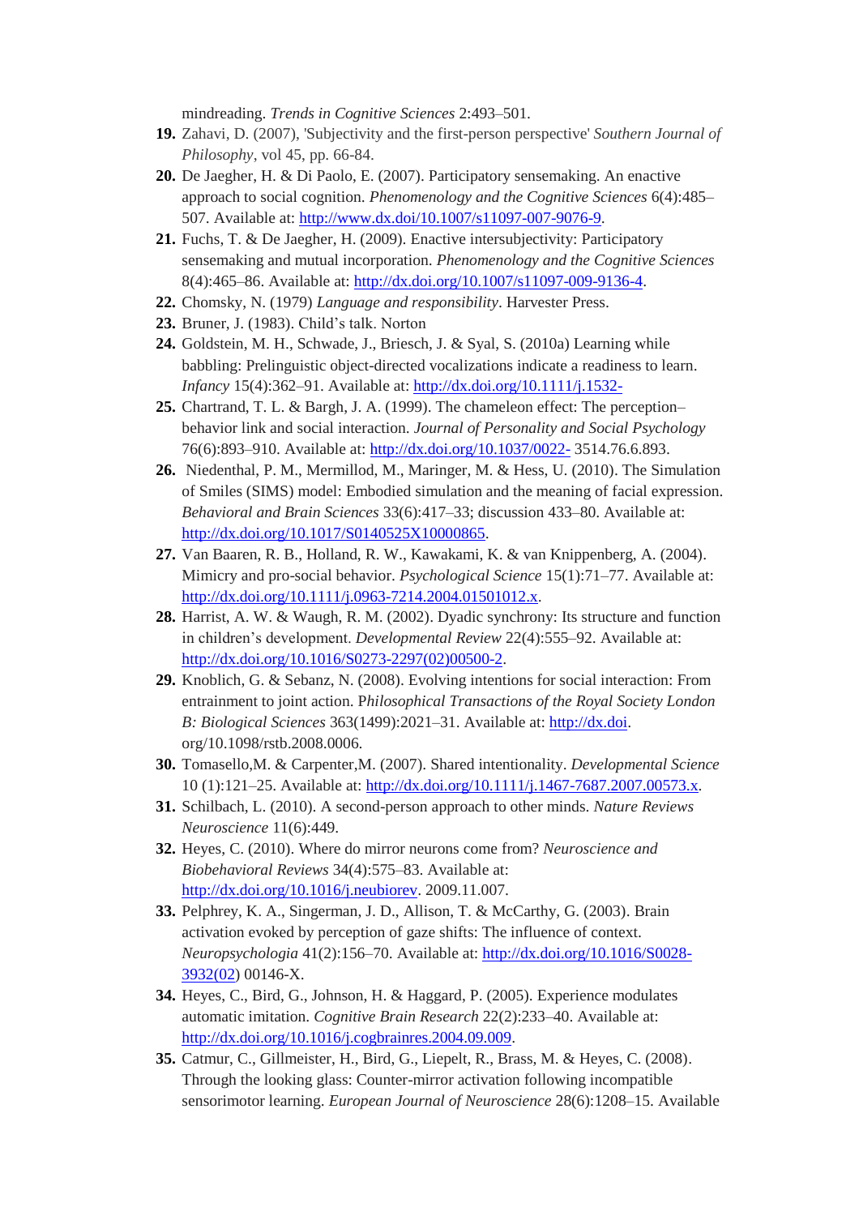mindreading. *Trends in Cognitive Sciences* 2:493–501.

19. Zahavi, D. (2007), 'Subjectivity and the first-person perspective' *Southern Journal of Philosophy*, vol 45, pp. 66-84.
20. De Jaegher, H. & Di Paolo, E. (2007). Participatory sensemaking. An enactive approach to social cognition. *Phenomenology and the Cognitive Sciences* 6(4):485–507. Available at: http://www.dx.doi/10.1007/s11097-007-9076-9.
21. Fuchs, T. & De Jaegher, H. (2009). Enactive intersubjectivity: Participatory sensemaking and mutual incorporation. *Phenomenology and the Cognitive Sciences* 8(4):465–86. Available at: http://dx.doi.org/10.1007/s11097-009-9136-4.
22. Chomsky, N. (1979) *Language and responsibility*. Harvester Press.
23. Bruner, J. (1983). Child's talk. Norton
24. Goldstein, M. H., Schwade, J., Briesch, J. & Syal, S. (2010a) Learning while babbling: Prelinguistic object-directed vocalizations indicate a readiness to learn. *Infancy* 15(4):362–91. Available at: http://dx.doi.org/10.1111/j.1532-
25. Chartrand, T. L. & Bargh, J. A. (1999). The chameleon effect: The perception–behavior link and social interaction. *Journal of Personality and Social Psychology* 76(6):893–910. Available at: http://dx.doi.org/10.1037/0022- 3514.76.6.893.
26. Niedenthal, P. M., Mermillod, M., Maringer, M. & Hess, U. (2010). The Simulation of Smiles (SIMS) model: Embodied simulation and the meaning of facial expression. *Behavioral and Brain Sciences* 33(6):417–33; discussion 433–80. Available at: http://dx.doi.org/10.1017/S0140525X10000865.
27. Van Baaren, R. B., Holland, R. W., Kawakami, K. & van Knippenberg, A. (2004). Mimicry and pro-social behavior. *Psychological Science* 15(1):71–77. Available at: http://dx.doi.org/10.1111/j.0963-7214.2004.01501012.x.
28. Harrist, A. W. & Waugh, R. M. (2002). Dyadic synchrony: Its structure and function in children's development. *Developmental Review* 22(4):555–92. Available at: http://dx.doi.org/10.1016/S0273-2297(02)00500-2.
29. Knoblich, G. & Sebanz, N. (2008). Evolving intentions for social interaction: From entrainment to joint action. P*hilosophical Transactions of the Royal Society London B: Biological Sciences* 363(1499):2021–31. Available at: http://dx.doi. org/10.1098/rstb.2008.0006.
30. Tomasello,M. & Carpenter,M. (2007). Shared intentionality. *Developmental Science* 10 (1):121–25. Available at: http://dx.doi.org/10.1111/j.1467-7687.2007.00573.x.
31. Schilbach, L. (2010). A second-person approach to other minds. *Nature Reviews Neuroscience* 11(6):449.
32. Heyes, C. (2010). Where do mirror neurons come from? *Neuroscience and Biobehavioral Reviews* 34(4):575–83. Available at: http://dx.doi.org/10.1016/j.neubiorev. 2009.11.007.
33. Pelphrey, K. A., Singerman, J. D., Allison, T. & McCarthy, G. (2003). Brain activation evoked by perception of gaze shifts: The influence of context. *Neuropsychologia* 41(2):156–70. Available at: http://dx.doi.org/10.1016/S0028-3932(02) 00146-X.
34. Heyes, C., Bird, G., Johnson, H. & Haggard, P. (2005). Experience modulates automatic imitation. *Cognitive Brain Research* 22(2):233–40. Available at: http://dx.doi.org/10.1016/j.cogbrainres.2004.09.009.
35. Catmur, C., Gillmeister, H., Bird, G., Liepelt, R., Brass, M. & Heyes, C. (2008). Through the looking glass: Counter-mirror activation following incompatible sensorimotor learning. *European Journal of Neuroscience* 28(6):1208–15. Available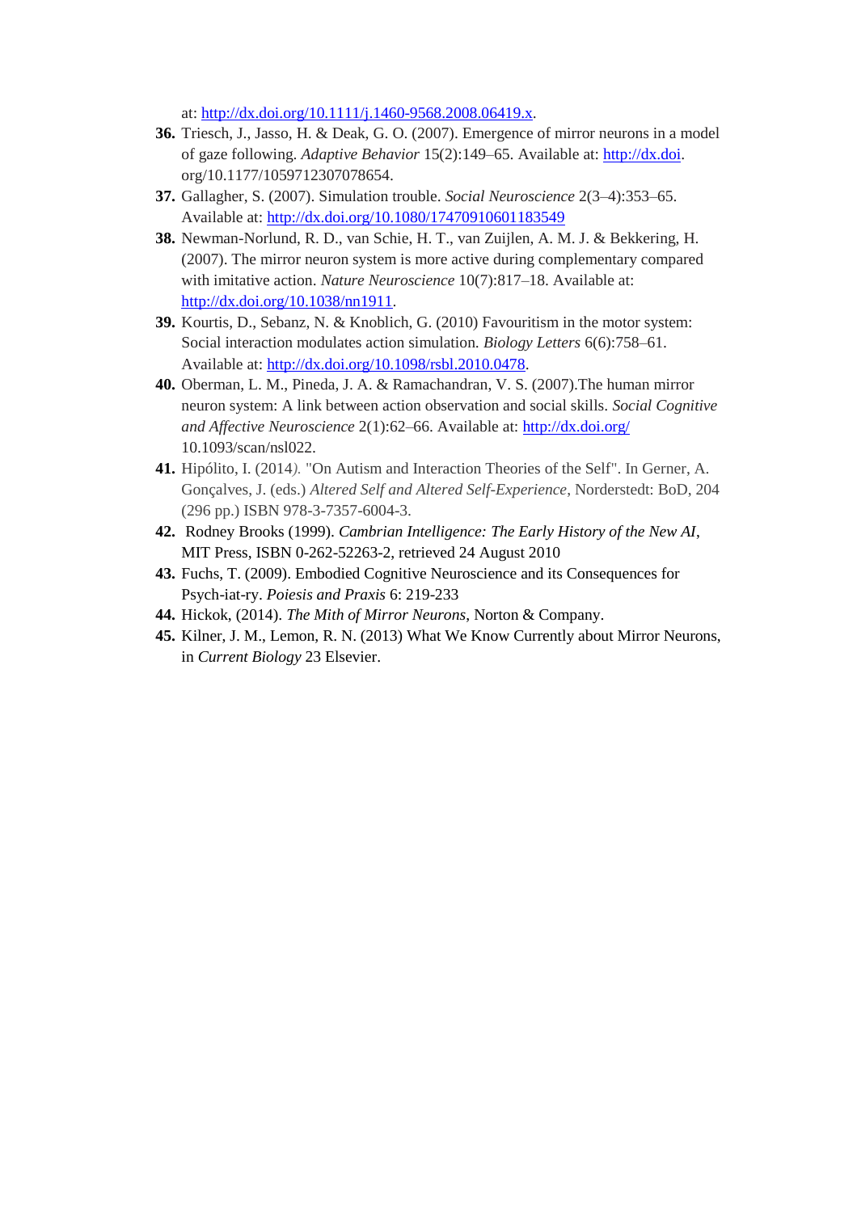at: http://dx.doi.org/10.1111/j.1460-9568.2008.06419.x.

**36.** Triesch, J., Jasso, H. & Deak, G. O. (2007). Emergence of mirror neurons in a model of gaze following. *Adaptive Behavior* 15(2):149–65. Available at: http://dx.doi.org/10.1177/1059712307078654.

**37.** Gallagher, S. (2007). Simulation trouble. *Social Neuroscience* 2(3–4):353–65. Available at: http://dx.doi.org/10.1080/17470910601183549

**38.** Newman-Norlund, R. D., van Schie, H. T., van Zuijlen, A. M. J. & Bekkering, H. (2007). The mirror neuron system is more active during complementary compared with imitative action. *Nature Neuroscience* 10(7):817–18. Available at: http://dx.doi.org/10.1038/nn1911.

**39.** Kourtis, D., Sebanz, N. & Knoblich, G. (2010) Favouritism in the motor system: Social interaction modulates action simulation. *Biology Letters* 6(6):758–61. Available at: http://dx.doi.org/10.1098/rsbl.2010.0478.

**40.** Oberman, L. M., Pineda, J. A. & Ramachandran, V. S. (2007).The human mirror neuron system: A link between action observation and social skills. *Social Cognitive and Affective Neuroscience* 2(1):62–66. Available at: http://dx.doi.org/10.1093/scan/nsl022.

**41.** Hipólito, I. (2014). "On Autism and Interaction Theories of the Self". In Gerner, A. Gonçalves, J. (eds.) *Altered Self and Altered Self-Experience*, Norderstedt: BoD, 204 (296 pp.) ISBN 978-3-7357-6004-3.

**42.** Rodney Brooks (1999). *Cambrian Intelligence: The Early History of the New AI*, MIT Press, ISBN 0-262-52263-2, retrieved 24 August 2010

**43.** Fuchs, T. (2009). Embodied Cognitive Neuroscience and its Consequences for Psych-iat-ry. *Poiesis and Praxis* 6: 219-233

**44.** Hickok, (2014). *The Mith of Mirror Neurons*, Norton & Company.

**45.** Kilner, J. M., Lemon, R. N. (2013) What We Know Currently about Mirror Neurons, in *Current Biology* 23 Elsevier.